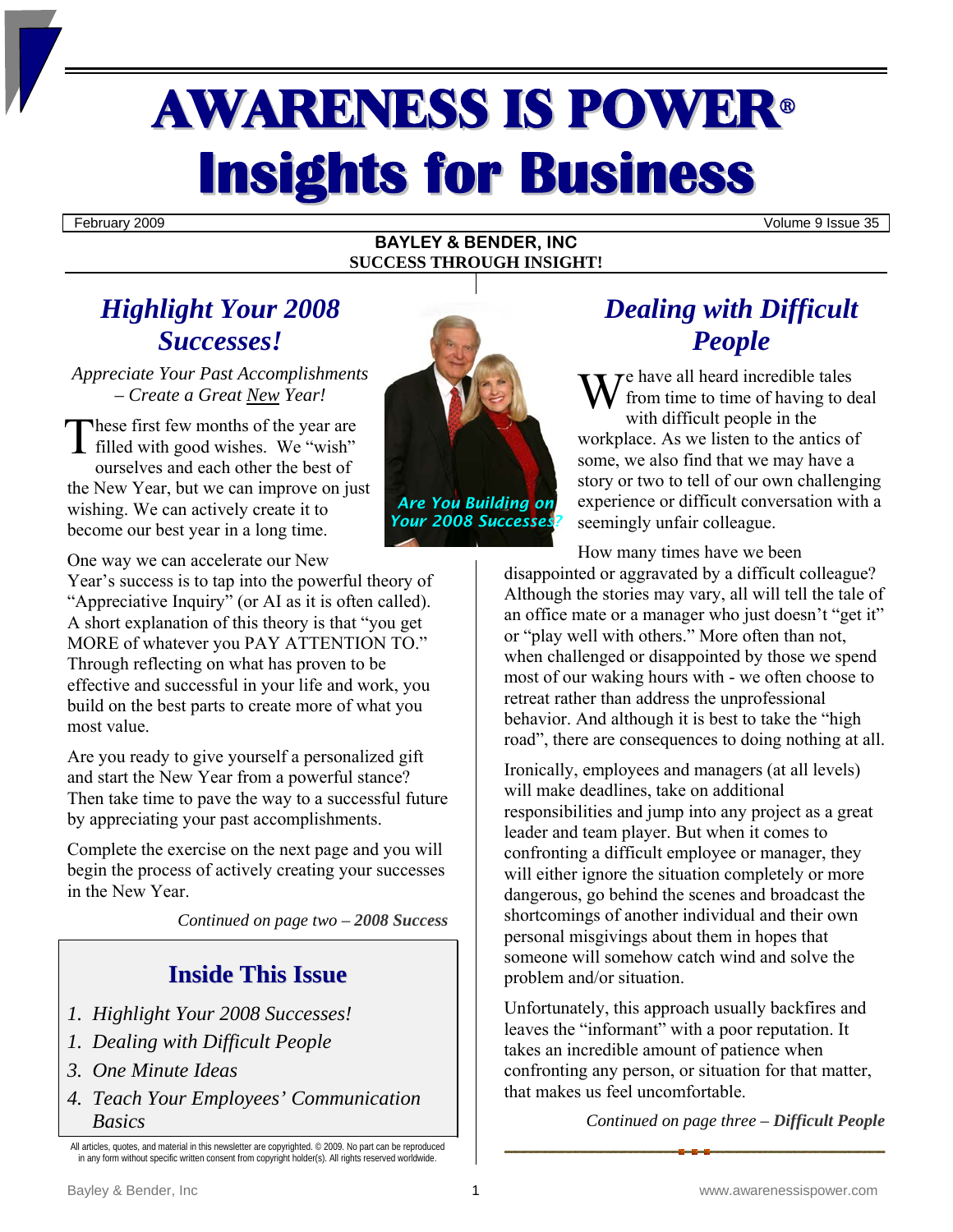# AWARENESS IS POWER®
# Insights for Business

February 2009 — Volume 9 Issue 35

**BAYLEY & BENDER, INC**
**SUCCESS THROUGH INSIGHT!**

## *Highlight Your 2008 Successes!*

*Appreciate Your Past Accomplishments – Create a Great New Year!*

These first few months of the year are filled with good wishes. We "wish" ourselves and each other the best of the New Year, but we can improve on just wishing. We can actively create it to become our best year in a long time.

One way we can accelerate our New Year's success is to tap into the powerful theory of "Appreciative Inquiry" (or AI as it is often called). A short explanation of this theory is that "you get MORE of whatever you PAY ATTENTION TO." Through reflecting on what has proven to be effective and successful in your life and work, you build on the best parts to create more of what you most value.

Are you ready to give yourself a personalized gift and start the New Year from a powerful stance? Then take time to pave the way to a successful future by appreciating your past accomplishments.

Complete the exercise on the next page and you will begin the process of actively creating your successes in the New Year.

*Continued on page two –* ***2008 Success***

*Are You Building on Your 2008 Successes?*

### Inside This Issue

1. *Highlight Your 2008 Successes!*
1. *Dealing with Difficult People*
3. *One Minute Ideas*
4. *Teach Your Employees' Communication Basics*

All articles, quotes, and material in this newsletter are copyrighted. © 2009. No part can be reproduced in any form without specific written consent from copyright holder(s). All rights reserved worldwide.

## *Dealing with Difficult People*

We have all heard incredible tales from time to time of having to deal with difficult people in the workplace. As we listen to the antics of some, we also find that we may have a story or two to tell of our own challenging experience or difficult conversation with a seemingly unfair colleague.

How many times have we been disappointed or aggravated by a difficult colleague? Although the stories may vary, all will tell the tale of an office mate or a manager who just doesn't "get it" or "play well with others." More often than not, when challenged or disappointed by those we spend most of our waking hours with - we often choose to retreat rather than address the unprofessional behavior. And although it is best to take the "high road", there are consequences to doing nothing at all.

Ironically, employees and managers (at all levels) will make deadlines, take on additional responsibilities and jump into any project as a great leader and team player. But when it comes to confronting a difficult employee or manager, they will either ignore the situation completely or more dangerous, go behind the scenes and broadcast the shortcomings of another individual and their own personal misgivings about them in hopes that someone will somehow catch wind and solve the problem and/or situation.

Unfortunately, this approach usually backfires and leaves the "informant" with a poor reputation. It takes an incredible amount of patience when confronting any person, or situation for that matter, that makes us feel uncomfortable.

*Continued on page three –* ***Difficult People***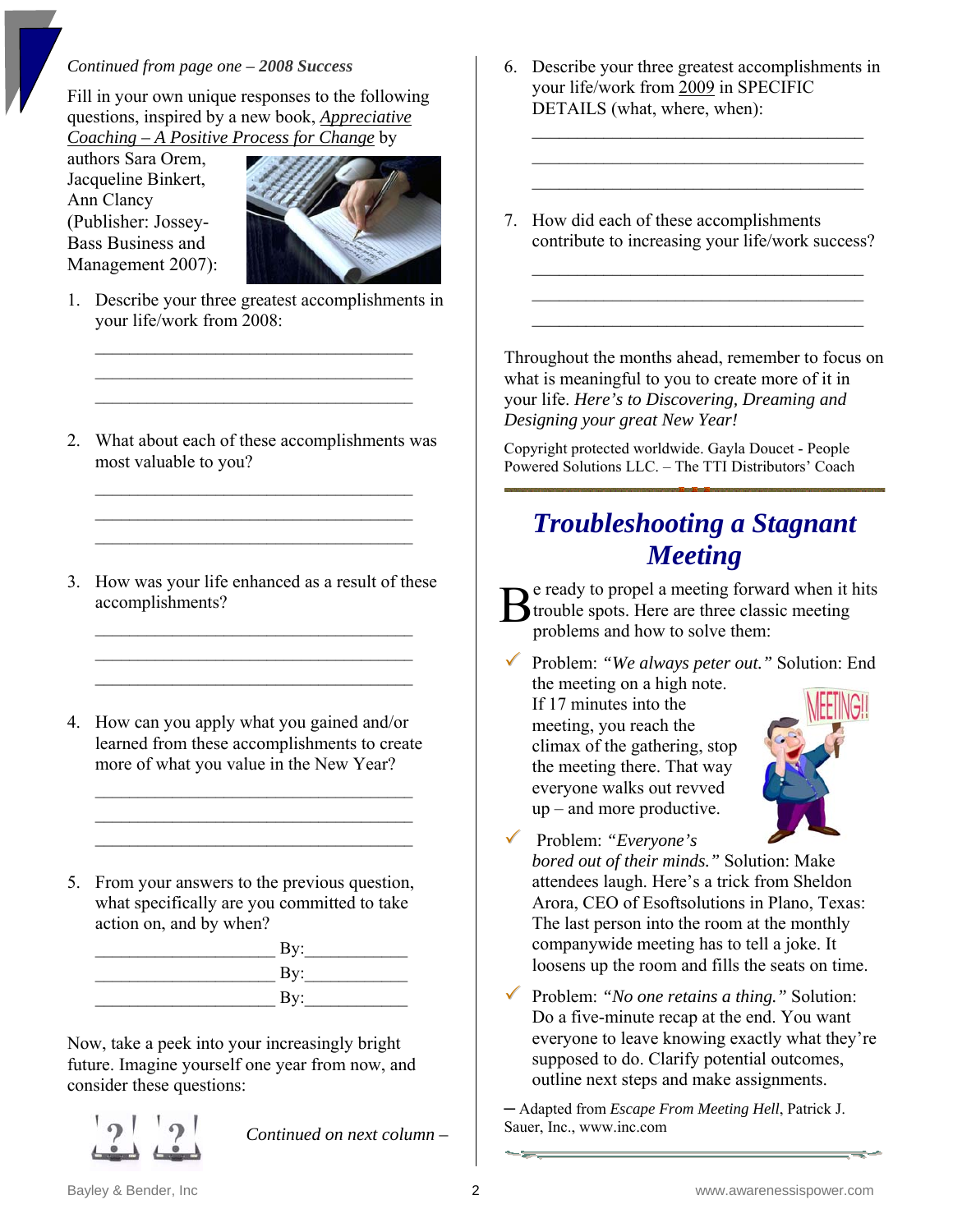*Continued from page one – 2008 Success*

Fill in your own unique responses to the following questions, inspired by a new book, Appreciative Coaching – A Positive Process for Change by authors Sara Orem, Jacqueline Binkert, Ann Clancy (Publisher: Jossey-Bass Business and Management 2007):

1. Describe your three greatest accomplishments in your life/work from 2008:

   ____________________________________
   ____________________________________
   ____________________________________

2. What about each of these accomplishments was most valuable to you?

   ____________________________________
   ____________________________________
   ____________________________________

3. How was your life enhanced as a result of these accomplishments?

   ____________________________________
   ____________________________________
   ____________________________________

4. How can you apply what you gained and/or learned from these accomplishments to create more of what you value in the New Year?

   ____________________________________
   ____________________________________
   ____________________________________

5. From your answers to the previous question, what specifically are you committed to take action on, and by when?

   ____________________ By:___________
   ____________________ By:___________
   ____________________ By:___________

Now, take a peek into your increasingly bright future. Imagine yourself one year from now, and consider these questions:

*Continued on next column –*

6. Describe your three greatest accomplishments in your life/work from 2009 in SPECIFIC DETAILS (what, where, when):

   ____________________________________
   ____________________________________
   ____________________________________

7. How did each of these accomplishments contribute to increasing your life/work success?

   ____________________________________
   ____________________________________
   ____________________________________

Throughout the months ahead, remember to focus on what is meaningful to you to create more of it in your life. *Here's to Discovering, Dreaming and Designing your great New Year!*

Copyright protected worldwide. Gayla Doucet - People Powered Solutions LLC. – The TTI Distributors' Coach

## *Troubleshooting a Stagnant Meeting*

Be ready to propel a meeting forward when it hits trouble spots. Here are three classic meeting problems and how to solve them:

- Problem: *"We always peter out."* Solution: End the meeting on a high note. If 17 minutes into the meeting, you reach the climax of the gathering, stop the meeting there. That way everyone walks out revved up – and more productive.
- Problem: *"Everyone's bored out of their minds."* Solution: Make attendees laugh. Here's a trick from Sheldon Arora, CEO of Esoftsolutions in Plano, Texas: The last person into the room at the monthly companywide meeting has to tell a joke. It loosens up the room and fills the seats on time.
- Problem: *"No one retains a thing."* Solution: Do a five-minute recap at the end. You want everyone to leave knowing exactly what they're supposed to do. Clarify potential outcomes, outline next steps and make assignments.

— Adapted from *Escape From Meeting Hell*, Patrick J. Sauer, Inc., www.inc.com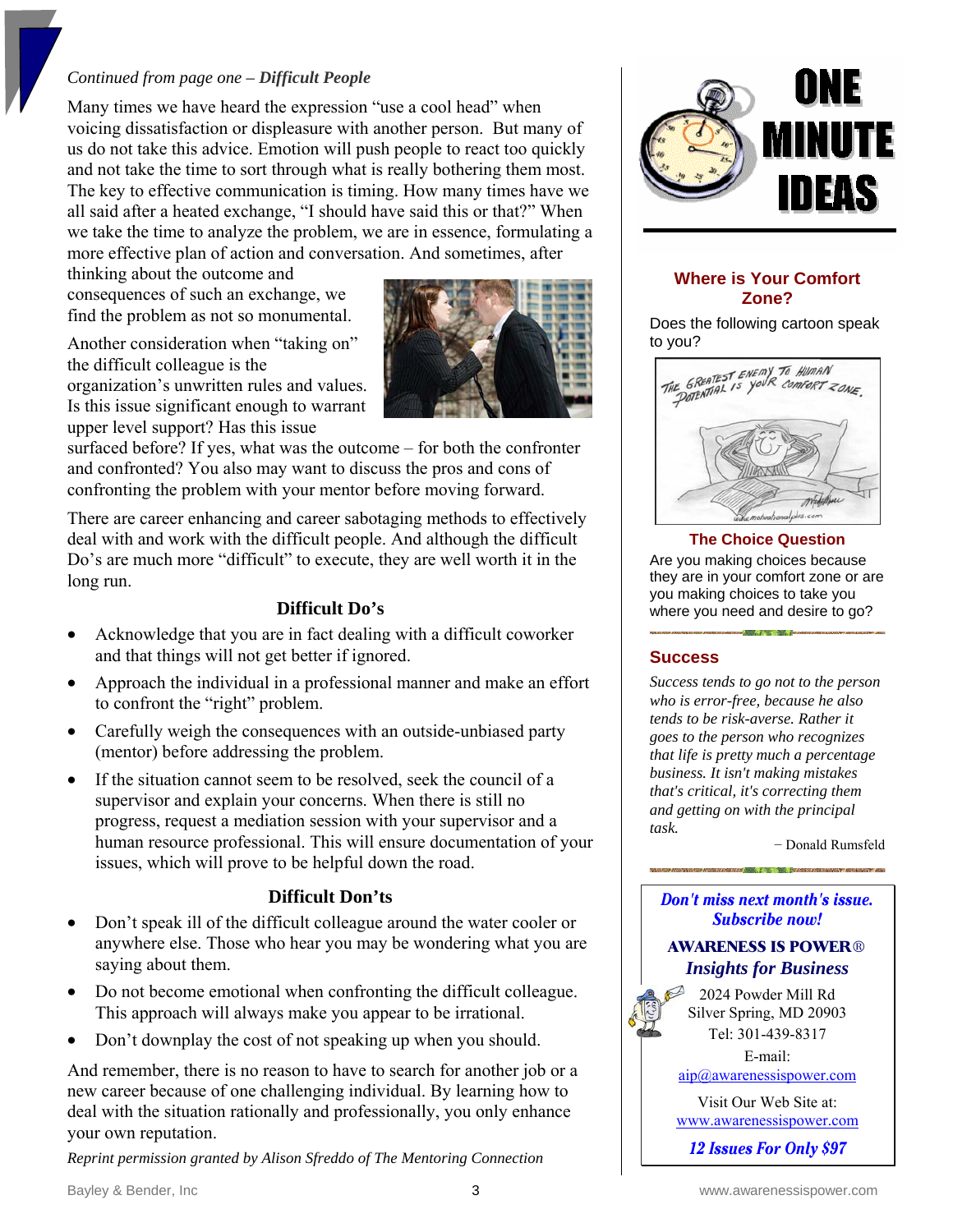*Continued from page one – **Difficult People***

Many times we have heard the expression "use a cool head" when voicing dissatisfaction or displeasure with another person. But many of us do not take this advice. Emotion will push people to react too quickly and not take the time to sort through what is really bothering them most. The key to effective communication is timing. How many times have we all said after a heated exchange, "I should have said this or that?" When we take the time to analyze the problem, we are in essence, formulating a more effective plan of action and conversation. And sometimes, after thinking about the outcome and consequences of such an exchange, we find the problem as not so monumental.

Another consideration when "taking on" the difficult colleague is the organization's unwritten rules and values. Is this issue significant enough to warrant upper level support? Has this issue surfaced before? If yes, what was the outcome – for both the confronter and confronted? You also may want to discuss the pros and cons of confronting the problem with your mentor before moving forward.

There are career enhancing and career sabotaging methods to effectively deal with and work with the difficult people. And although the difficult Do's are much more "difficult" to execute, they are well worth it in the long run.

### Difficult Do's

- Acknowledge that you are in fact dealing with a difficult coworker and that things will not get better if ignored.
- Approach the individual in a professional manner and make an effort to confront the "right" problem.
- Carefully weigh the consequences with an outside-unbiased party (mentor) before addressing the problem.
- If the situation cannot seem to be resolved, seek the council of a supervisor and explain your concerns. When there is still no progress, request a mediation session with your supervisor and a human resource professional. This will ensure documentation of your issues, which will prove to be helpful down the road.

### Difficult Don'ts

- Don't speak ill of the difficult colleague around the water cooler or anywhere else. Those who hear you may be wondering what you are saying about them.
- Do not become emotional when confronting the difficult colleague. This approach will always make you appear to be irrational.
- Don't downplay the cost of not speaking up when you should.

And remember, there is no reason to have to search for another job or a new career because of one challenging individual. By learning how to deal with the situation rationally and professionally, you only enhance your own reputation.

*Reprint permission granted by Alison Sfreddo of The Mentoring Connection*

## ONE MINUTE IDEAS

### Where is Your Comfort Zone?

Does the following cartoon speak to you?

### The Choice Question

Are you making choices because they are in your comfort zone or are you making choices to take you where you need and desire to go?

### Success

*Success tends to go not to the person who is error-free, because he also tends to be risk-averse. Rather it goes to the person who recognizes that life is pretty much a percentage business. It isn't making mistakes that's critical, it's correcting them and getting on with the principal task.*

− Donald Rumsfeld

***Don't miss next month's issue. Subscribe now!***

**AWARENESS IS POWER®**

***Insights for Business***

2024 Powder Mill Rd
Silver Spring, MD 20903
Tel: 301-439-8317

E-mail:
aip@awarenessispower.com

Visit Our Web Site at:
www.awarenessispower.com

***12 Issues For Only $97***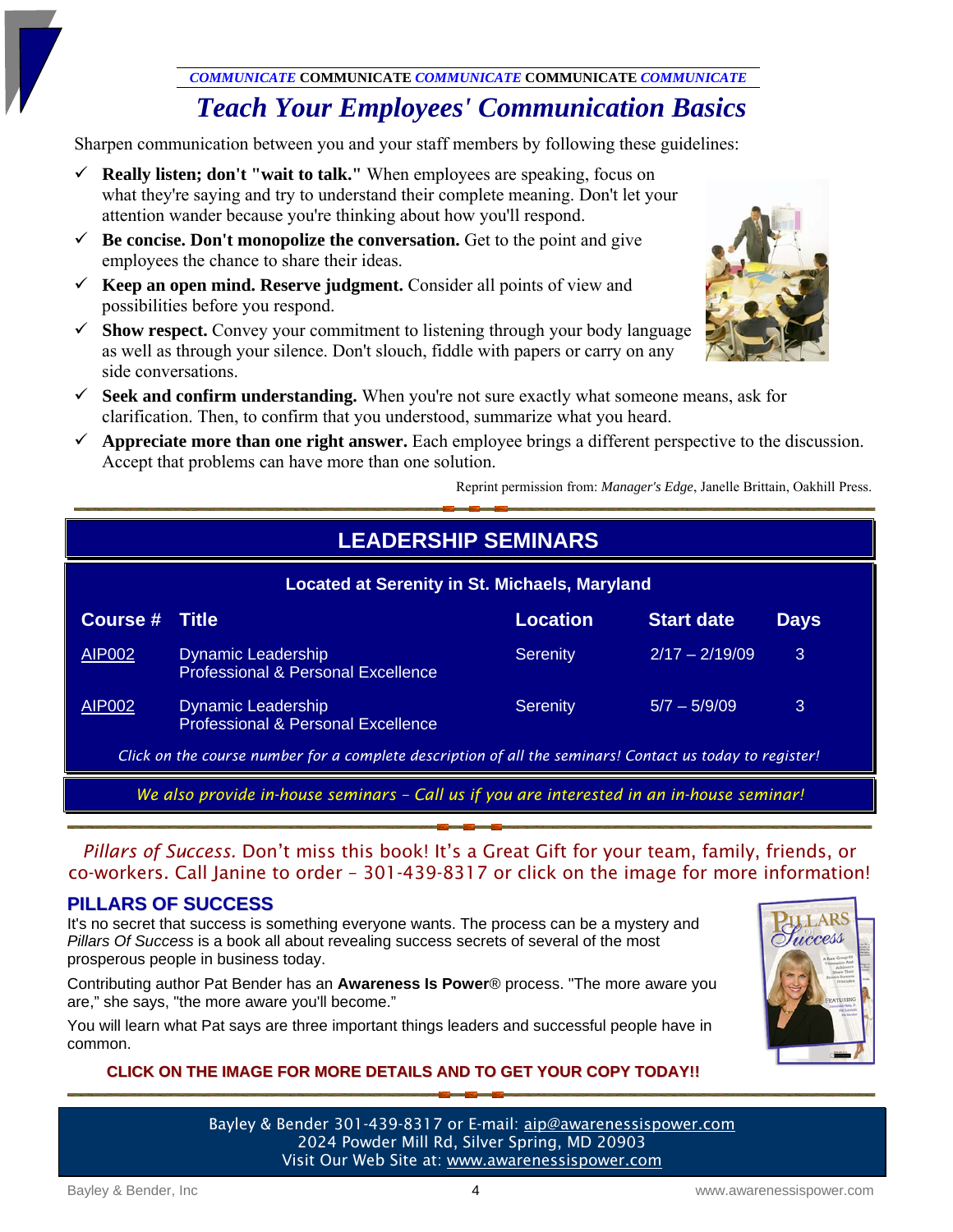*COMMUNICATE* COMMUNICATE *COMMUNICATE* COMMUNICATE *COMMUNICATE*

# *Teach Your Employees' Communication Basics*

Sharpen communication between you and your staff members by following these guidelines:

- ✓ **Really listen; don't "wait to talk."** When employees are speaking, focus on what they're saying and try to understand their complete meaning. Don't let your attention wander because you're thinking about how you'll respond.
- ✓ **Be concise. Don't monopolize the conversation.** Get to the point and give employees the chance to share their ideas.
- ✓ **Keep an open mind. Reserve judgment.** Consider all points of view and possibilities before you respond.
- ✓ **Show respect.** Convey your commitment to listening through your body language as well as through your silence. Don't slouch, fiddle with papers or carry on any side conversations.
- ✓ **Seek and confirm understanding.** When you're not sure exactly what someone means, ask for clarification. Then, to confirm that you understood, summarize what you heard.
- ✓ **Appreciate more than one right answer.** Each employee brings a different perspective to the discussion. Accept that problems can have more than one solution.

Reprint permission from: *Manager's Edge*, Janelle Brittain, Oakhill Press.

## LEADERSHIP SEMINARS

**Located at Serenity in St. Michaels, Maryland**

| Course # | Title | Location | Start date | Days |
|---|---|---|---|---|
| AIP002 | Dynamic Leadership Professional & Personal Excellence | Serenity | 2/17 – 2/19/09 | 3 |
| AIP002 | Dynamic Leadership Professional & Personal Excellence | Serenity | 5/7 – 5/9/09 | 3 |

*Click on the course number for a complete description of all the seminars! Contact us today to register!*

*We also provide in-house seminars – Call us if you are interested in an in-house seminar!*

*Pillars of Success.* Don't miss this book! It's a Great Gift for your team, family, friends, or co-workers. Call Janine to order – 301-439-8317 or click on the image for more information!

## PILLARS OF SUCCESS

It's no secret that success is something everyone wants. The process can be a mystery and *Pillars Of Success* is a book all about revealing success secrets of several of the most prosperous people in business today.

Contributing author Pat Bender has an **Awareness Is Power**® process. "The more aware you are," she says, "the more aware you'll become."

You will learn what Pat says are three important things leaders and successful people have in common.

**CLICK ON THE IMAGE FOR MORE DETAILS AND TO GET YOUR COPY TODAY!!**

Bayley & Bender 301-439-8317 or E-mail: aip@awarenessispower.com
2024 Powder Mill Rd, Silver Spring, MD 20903
Visit Our Web Site at: www.awarenessispower.com